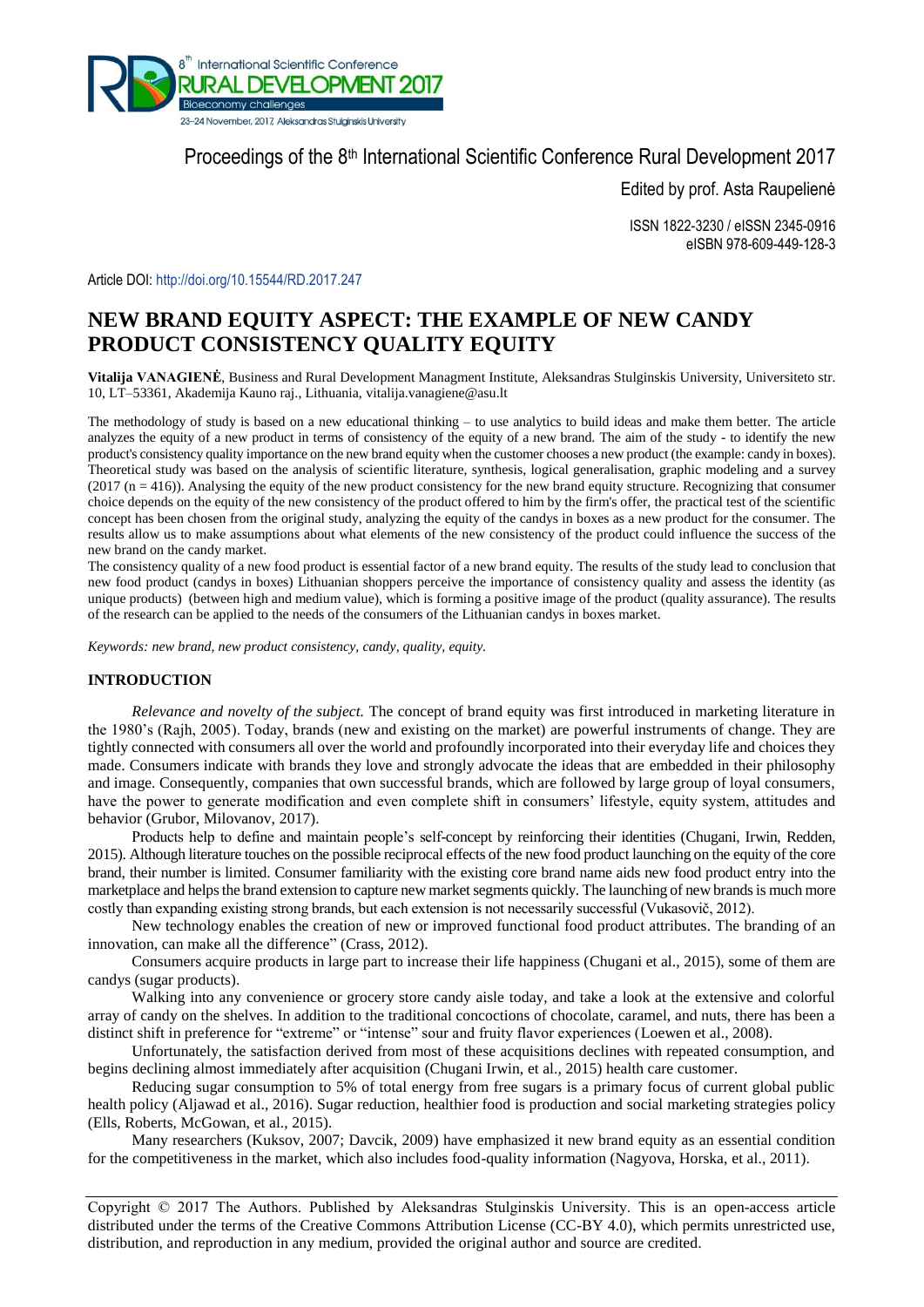Proceedings of the 8th International Scientific Conference Rural Development 2017

Edited by prof. Asta Raupelienė

ISSN 1822-3230 / eISSN 2345-0916
eISBN 978-609-449-128-3

Article DOI: http://doi.org/10.15544/RD.2017.247

# NEW BRAND EQUITY ASPECT: THE EXAMPLE OF NEW CANDY PRODUCT CONSISTENCY QUALITY EQUITY

**Vitalija VANAGIENĖ**, Business and Rural Development Managment Institute, Aleksandras Stulginskis University, Universiteto str. 10, LT–53361, Akademija Kauno raj., Lithuania, vitalija.vanagiene@asu.lt

The methodology of study is based on a new educational thinking – to use analytics to build ideas and make them better. The article analyzes the equity of a new product in terms of consistency of the equity of a new brand. The aim of the study - to identify the new product's consistency quality importance on the new brand equity when the customer chooses a new product (the example: candy in boxes). Theoretical study was based on the analysis of scientific literature, synthesis, logical generalisation, graphic modeling and a survey (2017 (n = 416)). Analysing the equity of the new product consistency for the new brand equity structure. Recognizing that consumer choice depends on the equity of the new consistency of the product offered to him by the firm's offer, the practical test of the scientific concept has been chosen from the original study, analyzing the equity of the candys in boxes as a new product for the consumer. The results allow us to make assumptions about what elements of the new consistency of the product could influence the success of the new brand on the candy market.

The consistency quality of a new food product is essential factor of a new brand equity. The results of the study lead to conclusion that new food product (candys in boxes) Lithuanian shoppers perceive the importance of consistency quality and assess the identity (as unique products) (between high and medium value), which is forming a positive image of the product (quality assurance). The results of the research can be applied to the needs of the consumers of the Lithuanian candys in boxes market.

*Keywords: new brand, new product consistency, candy, quality, equity.*

## INTRODUCTION

*Relevance and novelty of the subject.* The concept of brand equity was first introduced in marketing literature in the 1980's (Rajh, 2005). Today, brands (new and existing on the market) are powerful instruments of change. They are tightly connected with consumers all over the world and profoundly incorporated into their everyday life and choices they made. Consumers indicate with brands they love and strongly advocate the ideas that are embedded in their philosophy and image. Consequently, companies that own successful brands, which are followed by large group of loyal consumers, have the power to generate modification and even complete shift in consumers' lifestyle, equity system, attitudes and behavior (Grubor, Milovanov, 2017).

Products help to define and maintain people's self-concept by reinforcing their identities (Chugani, Irwin, Redden, 2015). Although literature touches on the possible reciprocal effects of the new food product launching on the equity of the core brand, their number is limited. Consumer familiarity with the existing core brand name aids new food product entry into the marketplace and helps the brand extension to capture new market segments quickly. The launching of new brands is much more costly than expanding existing strong brands, but each extension is not necessarily successful (Vukasovič, 2012).

New technology enables the creation of new or improved functional food product attributes. The branding of an innovation, can make all the difference" (Crass, 2012).

Consumers acquire products in large part to increase their life happiness (Chugani et al., 2015), some of them are candys (sugar products).

Walking into any convenience or grocery store candy aisle today, and take a look at the extensive and colorful array of candy on the shelves. In addition to the traditional concoctions of chocolate, caramel, and nuts, there has been a distinct shift in preference for "extreme" or "intense" sour and fruity flavor experiences (Loewen et al., 2008).

Unfortunately, the satisfaction derived from most of these acquisitions declines with repeated consumption, and begins declining almost immediately after acquisition (Chugani Irwin, et al., 2015) health care customer.

Reducing sugar consumption to 5% of total energy from free sugars is a primary focus of current global public health policy (Aljawad et al., 2016). Sugar reduction, healthier food is production and social marketing strategies policy (Ells, Roberts, McGowan, et al., 2015).

Many researchers (Kuksov, 2007; Davcik, 2009) have emphasized it new brand equity as an essential condition for the competitiveness in the market, which also includes food-quality information (Nagyova, Horska, et al., 2011).

Copyright © 2017 The Authors. Published by Aleksandras Stulginskis University. This is an open-access article distributed under the terms of the Creative Commons Attribution License (CC-BY 4.0), which permits unrestricted use, distribution, and reproduction in any medium, provided the original author and source are credited.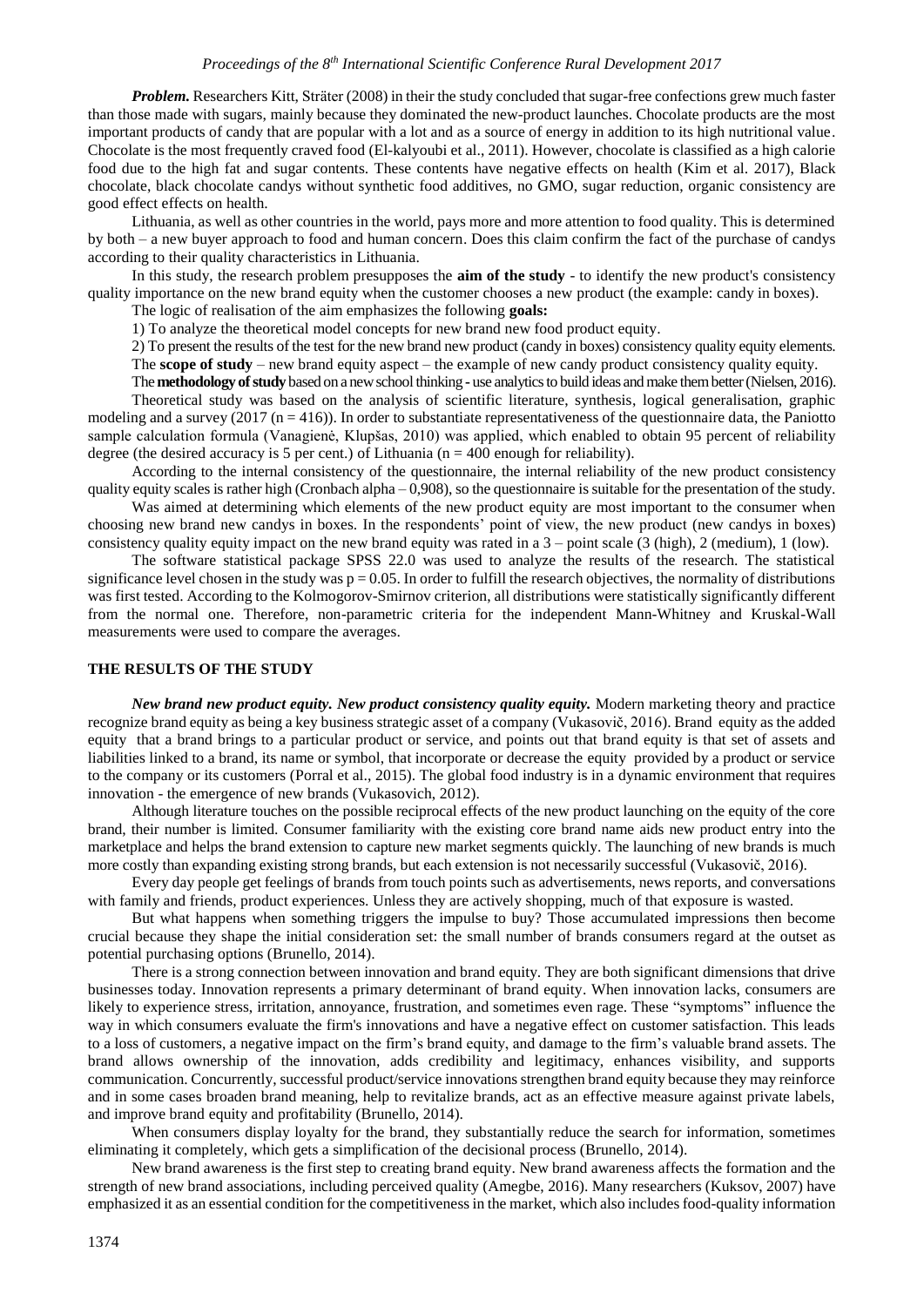***Problem.*** Researchers Kitt, Sträter (2008) in their the study concluded that sugar-free confections grew much faster than those made with sugars, mainly because they dominated the new-product launches. Chocolate products are the most important products of candy that are popular with a lot and as a source of energy in addition to its high nutritional value. Chocolate is the most frequently craved food (El-kalyoubi et al., 2011). However, chocolate is classified as a high calorie food due to the high fat and sugar contents. These contents have negative effects on health (Kim et al. 2017), Black chocolate, black chocolate candys without synthetic food additives, no GMO, sugar reduction, organic consistency are good effect effects on health.

Lithuania, as well as other countries in the world, pays more and more attention to food quality. This is determined by both – a new buyer approach to food and human concern. Does this claim confirm the fact of the purchase of candys according to their quality characteristics in Lithuania.

In this study, the research problem presupposes the **aim of the study** - to identify the new product's consistency quality importance on the new brand equity when the customer chooses a new product (the example: candy in boxes).

The logic of realisation of the aim emphasizes the following **goals:**

1) To analyze the theoretical model concepts for new brand new food product equity.

2) To present the results of the test for the new brand new product (candy in boxes) consistency quality equity elements.

The **scope of study** – new brand equity aspect – the example of new candy product consistency quality equity.

The **methodology of study** based on a new school thinking - use analytics to build ideas and make them better (Nielsen, 2016).

Theoretical study was based on the analysis of scientific literature, synthesis, logical generalisation, graphic modeling and a survey (2017 ($n = 416$)). In order to substantiate representativeness of the questionnaire data, the Paniotto sample calculation formula (Vanagienė, Klupšas, 2010) was applied, which enabled to obtain 95 percent of reliability degree (the desired accuracy is 5 per cent.) of Lithuania ($n = 400$ enough for reliability).

According to the internal consistency of the questionnaire, the internal reliability of the new product consistency quality equity scales is rather high (Cronbach alpha – 0,908), so the questionnaire is suitable for the presentation of the study.

Was aimed at determining which elements of the new product equity are most important to the consumer when choosing new brand new candys in boxes. In the respondents' point of view, the new product (new candys in boxes) consistency quality equity impact on the new brand equity was rated in a 3 – point scale (3 (high), 2 (medium), 1 (low).

The software statistical package SPSS 22.0 was used to analyze the results of the research. The statistical significance level chosen in the study was $p = 0.05$. In order to fulfill the research objectives, the normality of distributions was first tested. According to the Kolmogorov-Smirnov criterion, all distributions were statistically significantly different from the normal one. Therefore, non-parametric criteria for the independent Mann-Whitney and Kruskal-Wall measurements were used to compare the averages.

## THE RESULTS OF THE STUDY

***New brand new product equity. New product consistency quality equity.*** Modern marketing theory and practice recognize brand equity as being a key business strategic asset of a company (Vukasovič, 2016). Brand equity as the added equity that a brand brings to a particular product or service, and points out that brand equity is that set of assets and liabilities linked to a brand, its name or symbol, that incorporate or decrease the equity provided by a product or service to the company or its customers (Porral et al., 2015). The global food industry is in a dynamic environment that requires innovation - the emergence of new brands (Vukasovich, 2012).

Although literature touches on the possible reciprocal effects of the new product launching on the equity of the core brand, their number is limited. Consumer familiarity with the existing core brand name aids new product entry into the marketplace and helps the brand extension to capture new market segments quickly. The launching of new brands is much more costly than expanding existing strong brands, but each extension is not necessarily successful (Vukasovič, 2016).

Every day people get feelings of brands from touch points such as advertisements, news reports, and conversations with family and friends, product experiences. Unless they are actively shopping, much of that exposure is wasted.

But what happens when something triggers the impulse to buy? Those accumulated impressions then become crucial because they shape the initial consideration set: the small number of brands consumers regard at the outset as potential purchasing options (Brunello, 2014).

There is a strong connection between innovation and brand equity. They are both significant dimensions that drive businesses today. Innovation represents a primary determinant of brand equity. When innovation lacks, consumers are likely to experience stress, irritation, annoyance, frustration, and sometimes even rage. These "symptoms" influence the way in which consumers evaluate the firm's innovations and have a negative effect on customer satisfaction. This leads to a loss of customers, a negative impact on the firm's brand equity, and damage to the firm's valuable brand assets. The brand allows ownership of the innovation, adds credibility and legitimacy, enhances visibility, and supports communication. Concurrently, successful product/service innovations strengthen brand equity because they may reinforce and in some cases broaden brand meaning, help to revitalize brands, act as an effective measure against private labels, and improve brand equity and profitability (Brunello, 2014).

When consumers display loyalty for the brand, they substantially reduce the search for information, sometimes eliminating it completely, which gets a simplification of the decisional process (Brunello, 2014).

New brand awareness is the first step to creating brand equity. New brand awareness affects the formation and the strength of new brand associations, including perceived quality (Amegbe, 2016). Many researchers (Kuksov, 2007) have emphasized it as an essential condition for the competitiveness in the market, which also includes food-quality information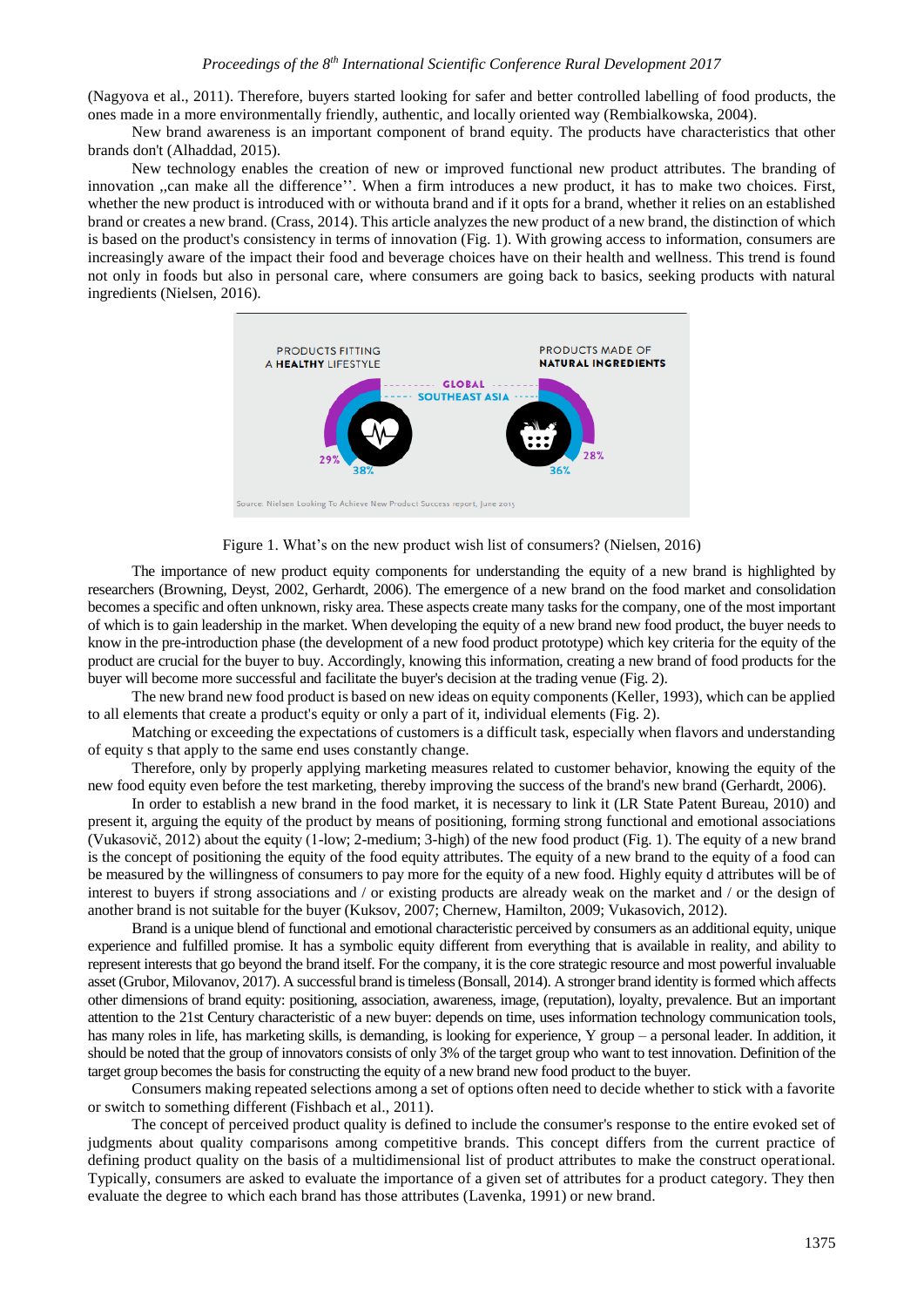(Nagyova et al., 2011). Therefore, buyers started looking for safer and better controlled labelling of food products, the ones made in a more environmentally friendly, authentic, and locally oriented way (Rembialkowska, 2004).

New brand awareness is an important component of brand equity. The products have characteristics that other brands don't (Alhaddad, 2015).

New technology enables the creation of new or improved functional new product attributes. The branding of innovation ,,can make all the difference''. When a firm introduces a new product, it has to make two choices. First, whether the new product is introduced with or withouta brand and if it opts for a brand, whether it relies on an established brand or creates a new brand. (Crass, 2014). This article analyzes the new product of a new brand, the distinction of which is based on the product's consistency in terms of innovation (Fig. 1). With growing access to information, consumers are increasingly aware of the impact their food and beverage choices have on their health and wellness. This trend is found not only in foods but also in personal care, where consumers are going back to basics, seeking products with natural ingredients (Nielsen, 2016).

PRODUCTS FITTING A **HEALTHY** LIFESTYLE — GLOBAL 29%, SOUTHEAST ASIA 38%

PRODUCTS MADE OF **NATURAL INGREDIENTS** — GLOBAL 28%, SOUTHEAST ASIA 36%

Source: Nielsen Looking To Achieve New Product Success report, June 2015

Figure 1. What's on the new product wish list of consumers? (Nielsen, 2016)

The importance of new product equity components for understanding the equity of a new brand is highlighted by researchers (Browning, Deyst, 2002, Gerhardt, 2006). The emergence of a new brand on the food market and consolidation becomes a specific and often unknown, risky area. These aspects create many tasks for the company, one of the most important of which is to gain leadership in the market. When developing the equity of a new brand new food product, the buyer needs to know in the pre-introduction phase (the development of a new food product prototype) which key criteria for the equity of the product are crucial for the buyer to buy. Accordingly, knowing this information, creating a new brand of food products for the buyer will become more successful and facilitate the buyer's decision at the trading venue (Fig. 2).

The new brand new food product is based on new ideas on equity components (Keller, 1993), which can be applied to all elements that create a product's equity or only a part of it, individual elements (Fig. 2).

Matching or exceeding the expectations of customers is a difficult task, especially when flavors and understanding of equity s that apply to the same end uses constantly change.

Therefore, only by properly applying marketing measures related to customer behavior, knowing the equity of the new food equity even before the test marketing, thereby improving the success of the brand's new brand (Gerhardt, 2006).

In order to establish a new brand in the food market, it is necessary to link it (LR State Patent Bureau, 2010) and present it, arguing the equity of the product by means of positioning, forming strong functional and emotional associations (Vukasovič, 2012) about the equity (1-low; 2-medium; 3-high) of the new food product (Fig. 1). The equity of a new brand is the concept of positioning the equity of the food equity attributes. The equity of a new brand to the equity of a food can be measured by the willingness of consumers to pay more for the equity of a new food. Highly equity d attributes will be of interest to buyers if strong associations and / or existing products are already weak on the market and / or the design of another brand is not suitable for the buyer (Kuksov, 2007; Chernew, Hamilton, 2009; Vukasovich, 2012).

Brand is a unique blend of functional and emotional characteristic perceived by consumers as an additional equity, unique experience and fulfilled promise. It has a symbolic equity different from everything that is available in reality, and ability to represent interests that go beyond the brand itself. For the company, it is the core strategic resource and most powerful invaluable asset (Grubor, Milovanov, 2017). A successful brand is timeless (Bonsall, 2014). A stronger brand identity is formed which affects other dimensions of brand equity: positioning, association, awareness, image, (reputation), loyalty, prevalence. But an important attention to the 21st Century characteristic of a new buyer: depends on time, uses information technology communication tools, has many roles in life, has marketing skills, is demanding, is looking for experience, Y group – a personal leader. In addition, it should be noted that the group of innovators consists of only 3% of the target group who want to test innovation. Definition of the target group becomes the basis for constructing the equity of a new brand new food product to the buyer.

Consumers making repeated selections among a set of options often need to decide whether to stick with a favorite or switch to something different (Fishbach et al., 2011).

The concept of perceived product quality is defined to include the consumer's response to the entire evoked set of judgments about quality comparisons among competitive brands. This concept differs from the current practice of defining product quality on the basis of a multidimensional list of product attributes to make the construct operational. Typically, consumers are asked to evaluate the importance of a given set of attributes for a product category. They then evaluate the degree to which each brand has those attributes (Lavenka, 1991) or new brand.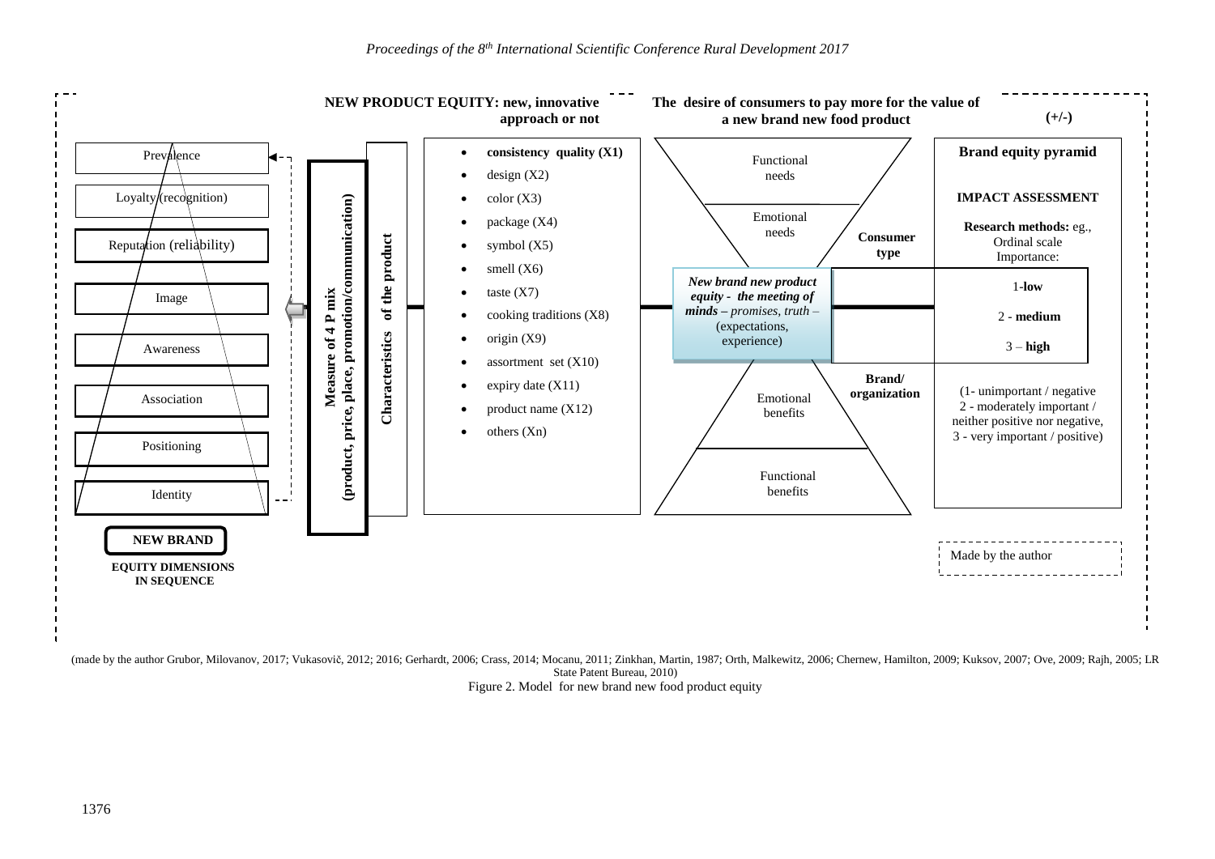NEW PRODUCT EQUITY: new, innovative approach or not

The desire of consumers to pay more for the value of a new brand new food product

(+/-)

Prevalence

Loyalty (recognition)

Reputation (reliability)

Image

Awareness

Association

Positioning

Identity

**NEW BRAND**

**EQUITY DIMENSIONS IN SEQUENCE**

**Measure of 4 P mix (product, price, place, promotion/communication)**

**Characteristics of the product**

- **consistency quality (X1)**
- design (X2)
- color (X3)
- package (X4)
- symbol (X5)
- smell (X6)
- taste (X7)
- cooking traditions (X8)
- origin (X9)
- assortment set (X10)
- expiry date (X11)
- product name (X12)
- others (Xn)

Functional needs

Emotional needs

**Consumer type**

***New brand new product equity - the meeting of minds*** – *promises, truth* – (expectations, experience)

**Brand/ organization**

Emotional benefits

Functional benefits

**Brand equity pyramid**

**IMPACT ASSESSMENT**

**Research methods:** eg., Ordinal scale Importance:

1-**low**

2 - **medium**

3 – **high**

(1- unimportant / negative
2 - moderately important / neither positive nor negative,
3 - very important / positive)

Made by the author

(made by the author Grubor, Milovanov, 2017; Vukasovič, 2012; 2016; Gerhardt, 2006; Crass, 2014; Mocanu, 2011; Zinkhan, Martin, 1987; Orth, Malkewitz, 2006; Chernew, Hamilton, 2009; Kuksov, 2007; Ove, 2009; Rajh, 2005; LR State Patent Bureau, 2010)

Figure 2. Model for new brand new food product equity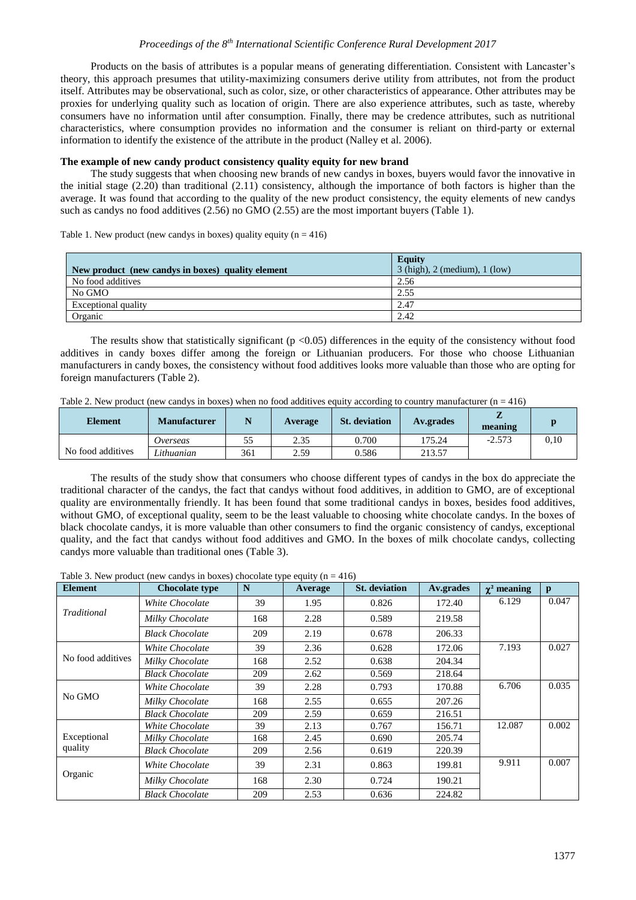Products on the basis of attributes is a popular means of generating differentiation. Consistent with Lancaster's theory, this approach presumes that utility-maximizing consumers derive utility from attributes, not from the product itself. Attributes may be observational, such as color, size, or other characteristics of appearance. Other attributes may be proxies for underlying quality such as location of origin. There are also experience attributes, such as taste, whereby consumers have no information until after consumption. Finally, there may be credence attributes, such as nutritional characteristics, where consumption provides no information and the consumer is reliant on third-party or external information to identify the existence of the attribute in the product (Nalley et al. 2006).

**The example of new candy product consistency quality equity for new brand**

The study suggests that when choosing new brands of new candys in boxes, buyers would favor the innovative in the initial stage (2.20) than traditional (2.11) consistency, although the importance of both factors is higher than the average. It was found that according to the quality of the new product consistency, the equity elements of new candys such as candys no food additives (2.56) no GMO (2.55) are the most important buyers (Table 1).

Table 1. New product (new candys in boxes) quality equity (n = 416)

| New product (new candys in boxes) quality element | Equity 3 (high), 2 (medium), 1 (low) |
|---|---|
| No food additives | 2.56 |
| No GMO | 2.55 |
| Exceptional quality | 2.47 |
| Organic | 2.42 |

The results show that statistically significant ($p < 0.05$) differences in the equity of the consistency without food additives in candy boxes differ among the foreign or Lithuanian producers. For those who choose Lithuanian manufacturers in candy boxes, the consistency without food additives looks more valuable than those who are opting for foreign manufacturers (Table 2).

Table 2. New product (new candys in boxes) when no food additives equity according to country manufacturer (n = 416)

| Element | Manufacturer | N | Average | St. deviation | Av.grades | Z meaning | p |
|---|---|---|---|---|---|---|---|
| No food additives | *Overseas* | 55 | 2.35 | 0.700 | 175.24 | -2.573 | 0,10 |
| | *Lithuanian* | 361 | 2.59 | 0.586 | 213.57 | | |

The results of the study show that consumers who choose different types of candys in the box do appreciate the traditional character of the candys, the fact that candys without food additives, in addition to GMO, are of exceptional quality are environmentally friendly. It has been found that some traditional candys in boxes, besides food additives, without GMO, of exceptional quality, seem to be the least valuable to choosing white chocolate candys. In the boxes of black chocolate candys, it is more valuable than other consumers to find the organic consistency of candys, exceptional quality, and the fact that candys without food additives and GMO. In the boxes of milk chocolate candys, collecting candys more valuable than traditional ones (Table 3).

Table 3. New product (new candys in boxes) chocolate type equity (n = 416)

| Element | Chocolate type | N | Average | St. deviation | Av.grades | $\chi^2$ meaning | p |
|---|---|---|---|---|---|---|---|
| *Traditional* | *White Chocolate* | 39 | 1.95 | 0.826 | 172.40 | 6.129 | 0.047 |
| | *Milky Chocolate* | 168 | 2.28 | 0.589 | 219.58 | | |
| | *Black Chocolate* | 209 | 2.19 | 0.678 | 206.33 | | |
| No food additives | *White Chocolate* | 39 | 2.36 | 0.628 | 172.06 | 7.193 | 0.027 |
| | *Milky Chocolate* | 168 | 2.52 | 0.638 | 204.34 | | |
| | *Black Chocolate* | 209 | 2.62 | 0.569 | 218.64 | | |
| No GMO | *White Chocolate* | 39 | 2.28 | 0.793 | 170.88 | 6.706 | 0.035 |
| | *Milky Chocolate* | 168 | 2.55 | 0.655 | 207.26 | | |
| | *Black Chocolate* | 209 | 2.59 | 0.659 | 216.51 | | |
| Exceptional quality | *White Chocolate* | 39 | 2.13 | 0.767 | 156.71 | 12.087 | 0.002 |
| | *Milky Chocolate* | 168 | 2.45 | 0.690 | 205.74 | | |
| | *Black Chocolate* | 209 | 2.56 | 0.619 | 220.39 | | |
| Organic | *White Chocolate* | 39 | 2.31 | 0.863 | 199.81 | 9.911 | 0.007 |
| | *Milky Chocolate* | 168 | 2.30 | 0.724 | 190.21 | | |
| | *Black Chocolate* | 209 | 2.53 | 0.636 | 224.82 | | |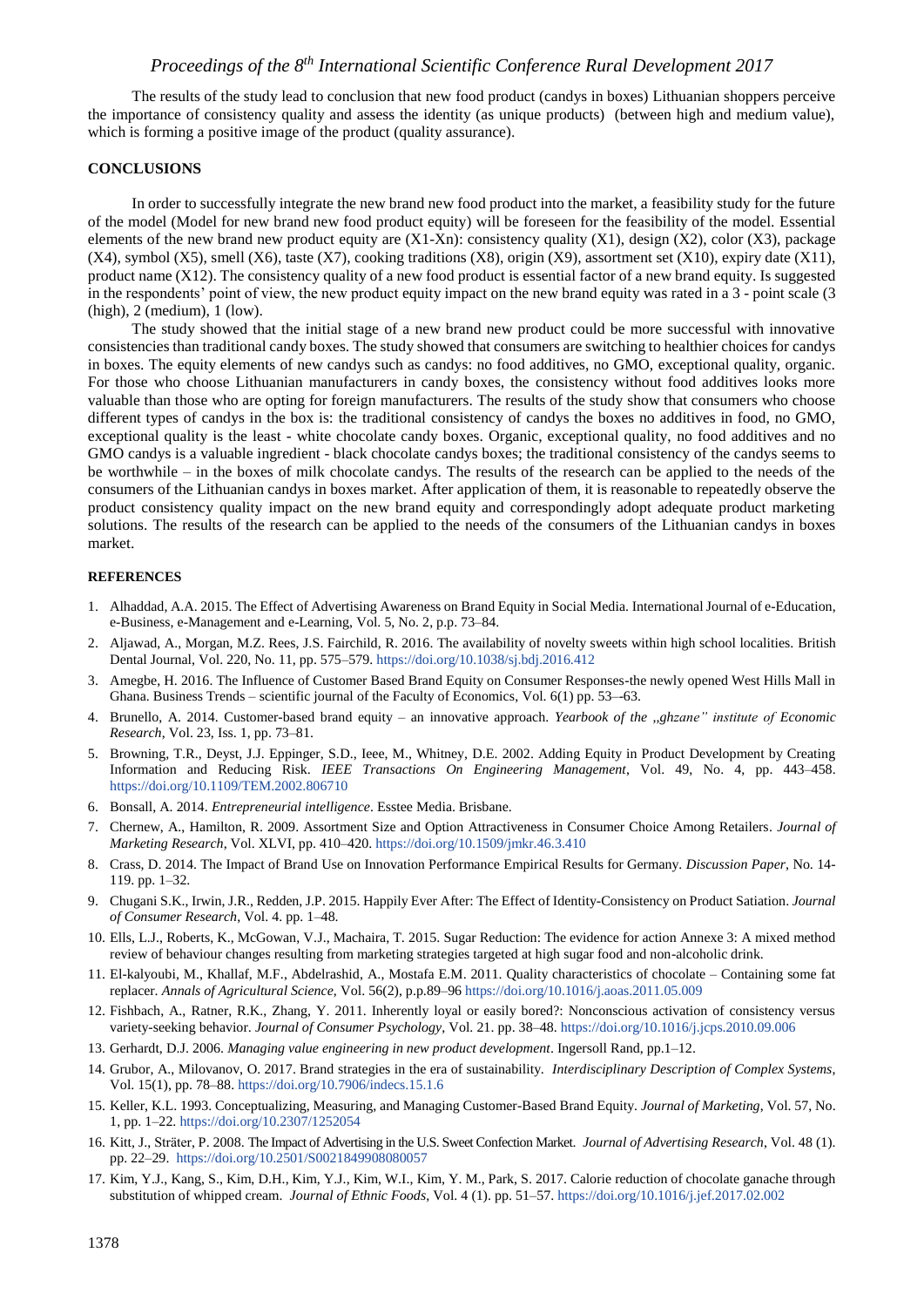The results of the study lead to conclusion that new food product (candys in boxes) Lithuanian shoppers perceive the importance of consistency quality and assess the identity (as unique products) (between high and medium value), which is forming a positive image of the product (quality assurance).

## CONCLUSIONS

In order to successfully integrate the new brand new food product into the market, a feasibility study for the future of the model (Model for new brand new food product equity) will be foreseen for the feasibility of the model. Essential elements of the new brand new product equity are (X1-Xn): consistency quality (X1), design (X2), color (X3), package (X4), symbol (X5), smell (X6), taste (X7), cooking traditions (X8), origin (X9), assortment set (X10), expiry date (X11), product name (X12). The consistency quality of a new food product is essential factor of a new brand equity. Is suggested in the respondents' point of view, the new product equity impact on the new brand equity was rated in a 3 - point scale (3 (high), 2 (medium), 1 (low).

The study showed that the initial stage of a new brand new product could be more successful with innovative consistencies than traditional candy boxes. The study showed that consumers are switching to healthier choices for candys in boxes. The equity elements of new candys such as candys: no food additives, no GMO, exceptional quality, organic. For those who choose Lithuanian manufacturers in candy boxes, the consistency without food additives looks more valuable than those who are opting for foreign manufacturers. The results of the study show that consumers who choose different types of candys in the box is: the traditional consistency of candys the boxes no additives in food, no GMO, exceptional quality is the least - white chocolate candy boxes. Organic, exceptional quality, no food additives and no GMO candys is a valuable ingredient - black chocolate candys boxes; the traditional consistency of the candys seems to be worthwhile – in the boxes of milk chocolate candys. The results of the research can be applied to the needs of the consumers of the Lithuanian candys in boxes market. After application of them, it is reasonable to repeatedly observe the product consistency quality impact on the new brand equity and correspondingly adopt adequate product marketing solutions. The results of the research can be applied to the needs of the consumers of the Lithuanian candys in boxes market.

## REFERENCES

1. Alhaddad, A.A. 2015. The Effect of Advertising Awareness on Brand Equity in Social Media. International Journal of e-Education, e-Business, e-Management and e-Learning, Vol. 5, No. 2, p.p. 73–84.
2. Aljawad, A., Morgan, M.Z. Rees, J.S. Fairchild, R. 2016. The availability of novelty sweets within high school localities. British Dental Journal, Vol. 220, No. 11, pp. 575–579. https://doi.org/10.1038/sj.bdj.2016.412
3. Amegbe, H. 2016. The Influence of Customer Based Brand Equity on Consumer Responses-the newly opened West Hills Mall in Ghana. Business Trends – scientific journal of the Faculty of Economics, Vol. 6(1) pp. 53–63.
4. Brunello, A. 2014. Customer-based brand equity – an innovative approach. *Yearbook of the „ghzane" institute of Economic Research*, Vol. 23, Iss. 1, pp. 73–81.
5. Browning, T.R., Deyst, J.J. Eppinger, S.D., Ieee, M., Whitney, D.E. 2002. Adding Equity in Product Development by Creating Information and Reducing Risk. *IEEE Transactions On Engineering Management*, Vol. 49, No. 4, pp. 443–458. https://doi.org/10.1109/TEM.2002.806710
6. Bonsall, A. 2014. *Entrepreneurial intelligence*. Esstee Media. Brisbane.
7. Chernew, A., Hamilton, R. 2009. Assortment Size and Option Attractiveness in Consumer Choice Among Retailers. *Journal of Marketing Research*, Vol. XLVI, pp. 410–420. https://doi.org/10.1509/jmkr.46.3.410
8. Crass, D. 2014. The Impact of Brand Use on Innovation Performance Empirical Results for Germany. *Discussion Paper*, No. 14-119. pp. 1–32.
9. Chugani S.K., Irwin, J.R., Redden, J.P. 2015. Happily Ever After: The Effect of Identity-Consistency on Product Satiation. *Journal of Consumer Research*, Vol. 4. pp. 1–48.
10. Ells, L.J., Roberts, K., McGowan, V.J., Machaira, T. 2015. Sugar Reduction: The evidence for action Annexe 3: A mixed method review of behaviour changes resulting from marketing strategies targeted at high sugar food and non-alcoholic drink.
11. El-kalyoubi, M., Khallaf, M.F., Abdelrashid, A., Mostafa E.M. 2011. Quality characteristics of chocolate – Containing some fat replacer. *Annals of Agricultural Science*, Vol. 56(2), p.p.89–96 https://doi.org/10.1016/j.aoas.2011.05.009
12. Fishbach, A., Ratner, R.K., Zhang, Y. 2011. Inherently loyal or easily bored?: Nonconscious activation of consistency versus variety-seeking behavior. *Journal of Consumer Psychology*, Vol. 21. pp. 38–48. https://doi.org/10.1016/j.jcps.2010.09.006
13. Gerhardt, D.J. 2006. *Managing value engineering in new product development*. Ingersoll Rand, pp.1–12.
14. Grubor, A., Milovanov, O. 2017. Brand strategies in the era of sustainability. *Interdisciplinary Description of Complex Systems*, Vol. 15(1), pp. 78–88. https://doi.org/10.7906/indecs.15.1.6
15. Keller, K.L. 1993. Conceptualizing, Measuring, and Managing Customer-Based Brand Equity. *Journal of Marketing*, Vol. 57, No. 1, pp. 1–22. https://doi.org/10.2307/1252054
16. Kitt, J., Sträter, P. 2008. The Impact of Advertising in the U.S. Sweet Confection Market. *Journal of Advertising Research*, Vol. 48 (1). pp. 22–29. https://doi.org/10.2501/S0021849908080057
17. Kim, Y.J., Kang, S., Kim, D.H., Kim, Y.J., Kim, W.I., Kim, Y. M., Park, S. 2017. Calorie reduction of chocolate ganache through substitution of whipped cream. *Journal of Ethnic Foods*, Vol. 4 (1). pp. 51–57. https://doi.org/10.1016/j.jef.2017.02.002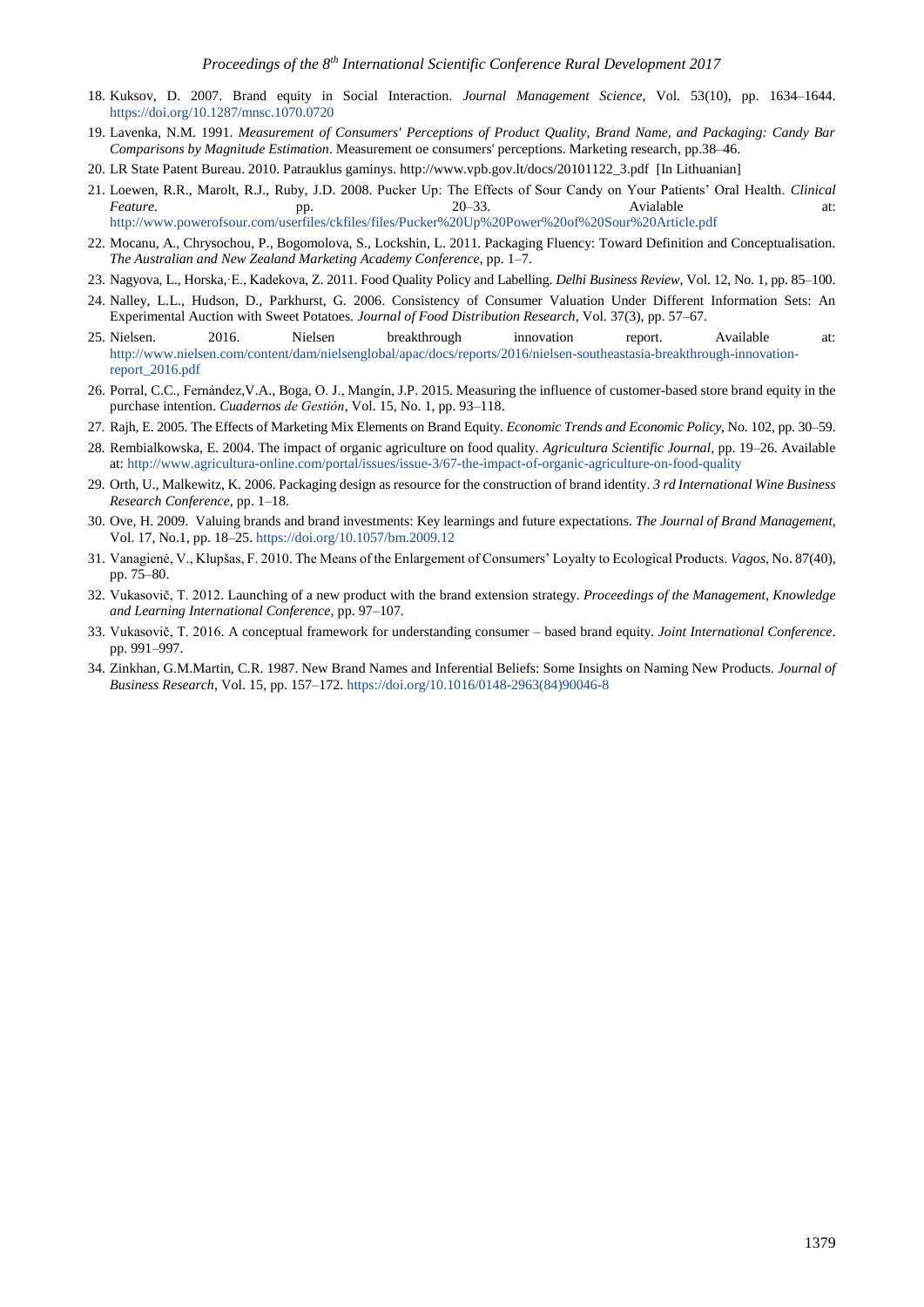18. Kuksov, D. 2007. Brand equity in Social Interaction. *Journal Management Science*, Vol. 53(10), pp. 1634–1644. https://doi.org/10.1287/mnsc.1070.0720
19. Lavenka, N.M. 1991. *Measurement of Consumers' Perceptions of Product Quality, Brand Name, and Packaging: Candy Bar Comparisons by Magnitude Estimation*. Measurement oe consumers' perceptions. Marketing research, pp.38–46.
20. LR State Patent Bureau. 2010. Patrauklus gaminys. http://www.vpb.gov.lt/docs/20101122_3.pdf [In Lithuanian]
21. Loewen, R.R., Marolt, R.J., Ruby, J.D. 2008. Pucker Up: The Effects of Sour Candy on Your Patients' Oral Health. *Clinical Feature*. pp. 20–33. Avialable at: http://www.powerofsour.com/userfiles/ckfiles/files/Pucker%20Up%20Power%20of%20Sour%20Article.pdf
22. Mocanu, A., Chrysochou, P., Bogomolova, S., Lockshin, L. 2011. Packaging Fluency: Toward Definition and Conceptualisation. *The Australian and New Zealand Marketing Academy Conference*, pp. 1–7.
23. Nagyova, L., Horska,·E., Kadekova, Z. 2011. Food Quality Policy and Labelling. *Delhi Business Review*, Vol. 12, No. 1, pp. 85–100.
24. Nalley, L.L., Hudson, D., Parkhurst, G. 2006. Consistency of Consumer Valuation Under Different Information Sets: An Experimental Auction with Sweet Potatoes. *Journal of Food Distribution Research*, Vol. 37(3), pp. 57–67.
25. Nielsen. 2016. Nielsen breakthrough innovation report. Available at: http://www.nielsen.com/content/dam/nielsenglobal/apac/docs/reports/2016/nielsen-southeastasia-breakthrough-innovation-report_2016.pdf
26. Porral, C.C., Fernández,V.A., Boga, O. J., Mangín, J.P. 2015. Measuring the influence of customer-based store brand equity in the purchase intention. *Cuadernos de Gestión*, Vol. 15, No. 1, pp. 93–118.
27. Rajh, E. 2005. The Effects of Marketing Mix Elements on Brand Equity. *Economic Trends and Economic Policy*, No. 102, pp. 30–59.
28. Rembialkowska, E. 2004. The impact of organic agriculture on food quality. *Agricultura Scientific Journal*, pp. 19–26. Available at: http://www.agricultura-online.com/portal/issues/issue-3/67-the-impact-of-organic-agriculture-on-food-quality
29. Orth, U., Malkewitz, K. 2006. Packaging design as resource for the construction of brand identity. *3 rd International Wine Business Research Conference*, pp. 1–18.
30. Ove, H. 2009. Valuing brands and brand investments: Key learnings and future expectations. *The Journal of Brand Management*, Vol. 17, No.1, pp. 18–25. https://doi.org/10.1057/bm.2009.12
31. Vanagienė, V., Klupšas, F. 2010. The Means of the Enlargement of Consumers' Loyalty to Ecological Products. *Vagos*, No. 87(40), pp. 75–80.
32. Vukasovič, T. 2012. Launching of a new product with the brand extension strategy. *Proceedings of the Management, Knowledge and Learning International Conference*, pp. 97–107.
33. Vukasovič, T. 2016. A conceptual framework for understanding consumer – based brand equity. *Joint International Conference*. pp. 991–997.
34. Zinkhan, G.M.Martin, C.R. 1987. New Brand Names and Inferential Beliefs: Some Insights on Naming New Products. *Journal of Business Research*, Vol. 15, pp. 157–172. https://doi.org/10.1016/0148-2963(84)90046-8